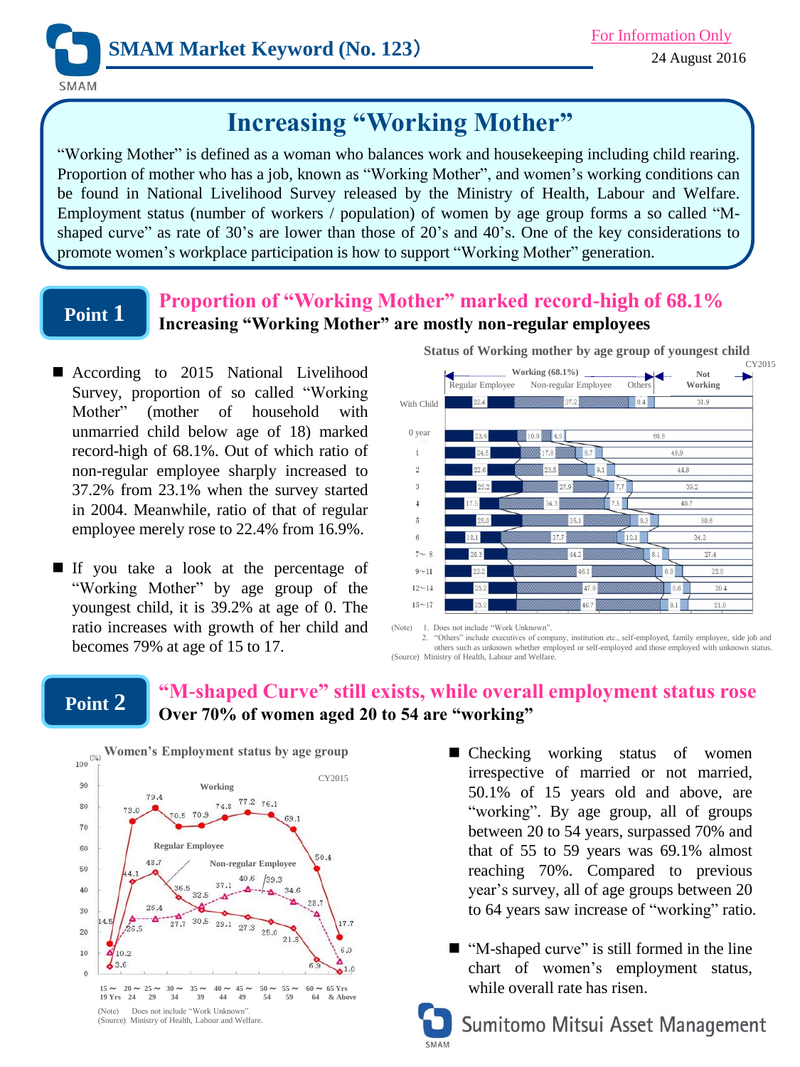# SMAM Market Keyword (No. 123)

For Information Only

24 August 2016

## Increasing "Working Mother"

"Working Mother" is defined as a woman who balances work and housekeeping including child rearing. Proportion of mother who has a job, known as "Working Mother", and women's working conditions can be found in National Livelihood Survey released by the Ministry of Health, Labour and Welfare. Employment status (number of workers / population) of women by age group forms a so called "M-shaped curve" as rate of 30's are lower than those of 20's and 40's. One of the key considerations to promote women's workplace participation is how to support "Working Mother" generation.

## Point 1

### Proportion of "Working Mother" marked record-high of 68.1%

**Increasing "Working Mother" are mostly non-regular employees**

- According to 2015 National Livelihood Survey, proportion of so called "Working Mother" (mother of household with unmarried child below age of 18) marked record-high of 68.1%. Out of which ratio of non-regular employee sharply increased to 37.2% from 23.1% when the survey started in 2004. Meanwhile, ratio of that of regular employee merely rose to 22.4% from 16.9%.

- If you take a look at the percentage of "Working Mother" by age group of the youngest child, it is 39.2% at age of 0. The ratio increases with growth of her child and becomes 79% at age of 15 to 17.

**Status of Working mother by age group of youngest child**

CY2015

Working (68.1%)
Regular Employee
Non-regular Employee
Others
Not Working

With Child: 22.4, 37.2, 8.4, 31.9
0 year: 23.4, 10.9, 4.9, 60.8
1: 24.5, 17.8, 8.7, 48.9
2: 22.6, 23.5, 9.1, 44.8
3: 25.2, 27.9, 7.7, 39.2
4: 17.5, 34.3, 7.5, 40.7
5: 25.0, 35.1, 9.3, 30.6
6: 18.1, 37.7, 10.1, 34.2
7～8: 20.3, 44.2, 8.1, 27.4
9～11: 22.2, 46.1, 8.8, 22.8
12～14: 23.2, 47.8, 8.6, 20.4
15～17: 23.2, 46.7, 9.1, 21.0

(Note) 1. Does not include "Work Unknown".
2. "Others" include executives of company, institution etc., self-employed, family employee, side job and others such as unknown whether employed or self-employed and those employed with unknown status.
(Source) Ministry of Health, Labour and Welfare.

## Point 2

### "M-shaped Curve" still exists, while overall employment status rose

**Over 70% of women aged 20 to 54 are "working"**

**Women's Employment status by age group**

CY2015

(%)

Working
Regular Employee
Non-regular Employee

Working: 14.5, 73.0, 79.4, 70.5, 70.9, 74.8, 77.2, 76.1, 69.1, 50.4, 17.7
Regular Employee: 3.6, 44.1, 48.7, 36.5, 32.5, 30.5, 29.1, 27.3, 25.0, 21.8, 6.9, 1.0
Non-regular Employee: 10.2, 26.5, 26.4, 27.7, 37.1, 40.6, 39.3, 34.6, 28.7, 6.0

15～19 Yrs, 20～24, 25～29, 30～34, 35～39, 40～44, 45～49, 50～54, 55～59, 60～64, 65 Yrs & Above

(Note) Does not include "Work Unknown".
(Source) Ministry of Health, Labour and Welfare.

- Checking working status of women irrespective of married or not married, 50.1% of 15 years old and above, are "working". By age group, all of groups between 20 to 54 years, surpassed 70% and that of 55 to 59 years was 69.1% almost reaching 70%. Compared to previous year's survey, all of age groups between 20 to 64 years saw increase of "working" ratio.

- "M-shaped curve" is still formed in the line chart of women's employment status, while overall rate has risen.

Sumitomo Mitsui Asset Management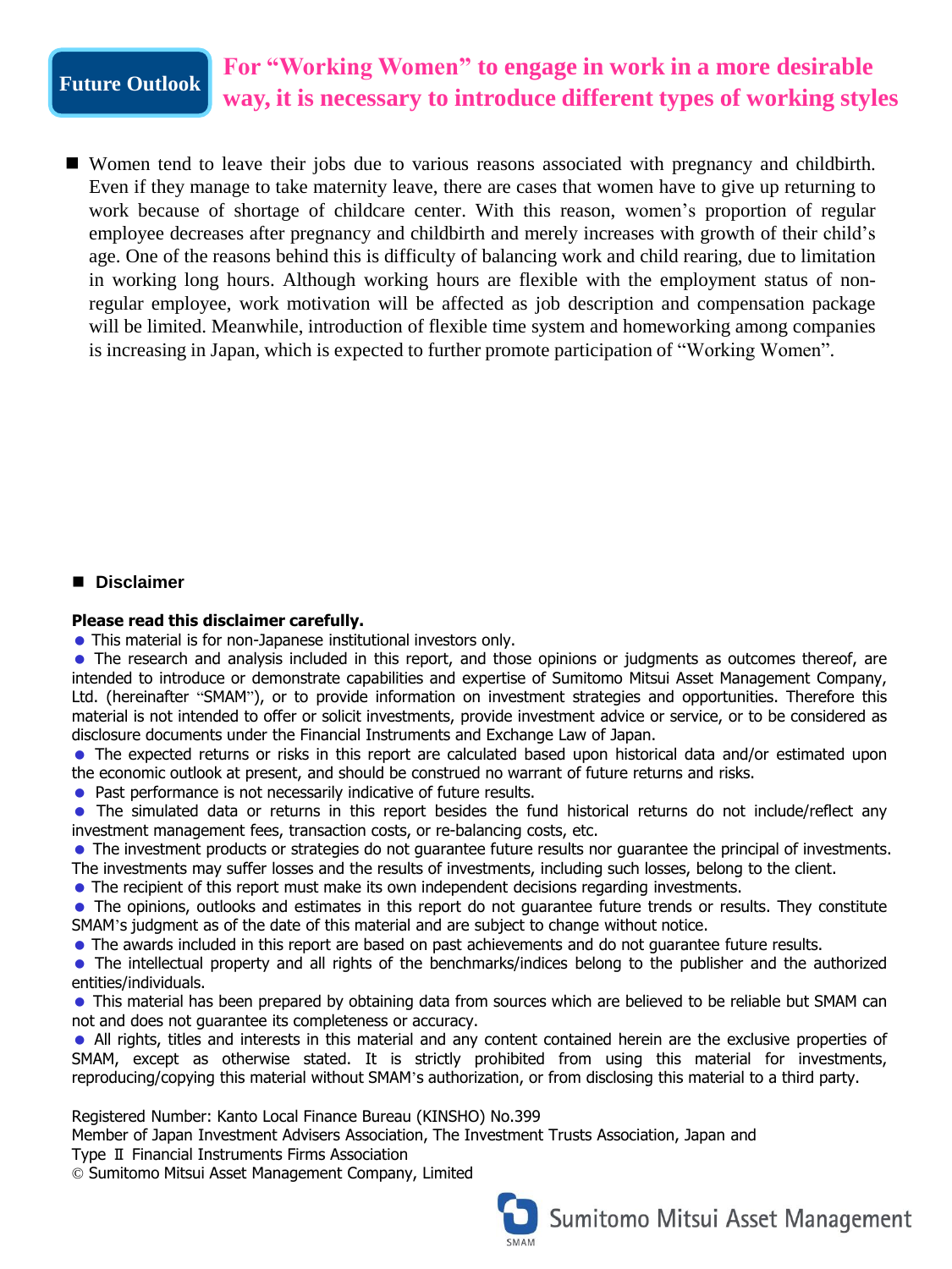## Future Outlook

## For “Working Women” to engage in work in a more desirable way, it is necessary to introduce different types of working styles

- Women tend to leave their jobs due to various reasons associated with pregnancy and childbirth. Even if they manage to take maternity leave, there are cases that women have to give up returning to work because of shortage of childcare center. With this reason, women’s proportion of regular employee decreases after pregnancy and childbirth and merely increases with growth of their child’s age. One of the reasons behind this is difficulty of balancing work and child rearing, due to limitation in working long hours. Although working hours are flexible with the employment status of non-regular employee, work motivation will be affected as job description and compensation package will be limited. Meanwhile, introduction of flexible time system and homeworking among companies is increasing in Japan, which is expected to further promote participation of “Working Women”.

### Disclaimer

**Please read this disclaimer carefully.**

- This material is for non-Japanese institutional investors only.
- The research and analysis included in this report, and those opinions or judgments as outcomes thereof, are intended to introduce or demonstrate capabilities and expertise of Sumitomo Mitsui Asset Management Company, Ltd. (hereinafter “SMAM”), or to provide information on investment strategies and opportunities. Therefore this material is not intended to offer or solicit investments, provide investment advice or service, or to be considered as disclosure documents under the Financial Instruments and Exchange Law of Japan.
- The expected returns or risks in this report are calculated based upon historical data and/or estimated upon the economic outlook at present, and should be construed no warrant of future returns and risks.
- Past performance is not necessarily indicative of future results.
- The simulated data or returns in this report besides the fund historical returns do not include/reflect any investment management fees, transaction costs, or re-balancing costs, etc.
- The investment products or strategies do not guarantee future results nor guarantee the principal of investments. The investments may suffer losses and the results of investments, including such losses, belong to the client.
- The recipient of this report must make its own independent decisions regarding investments.
- The opinions, outlooks and estimates in this report do not guarantee future trends or results. They constitute SMAM’s judgment as of the date of this material and are subject to change without notice.
- The awards included in this report are based on past achievements and do not guarantee future results.
- The intellectual property and all rights of the benchmarks/indices belong to the publisher and the authorized entities/individuals.
- This material has been prepared by obtaining data from sources which are believed to be reliable but SMAM can not and does not guarantee its completeness or accuracy.
- All rights, titles and interests in this material and any content contained herein are the exclusive properties of SMAM, except as otherwise stated. It is strictly prohibited from using this material for investments, reproducing/copying this material without SMAM’s authorization, or from disclosing this material to a third party.

Registered Number: Kanto Local Finance Bureau (KINSHO) No.399
Member of Japan Investment Advisers Association, The Investment Trusts Association, Japan and
Type Ⅱ Financial Instruments Firms Association
© Sumitomo Mitsui Asset Management Company, Limited

Sumitomo Mitsui Asset Management